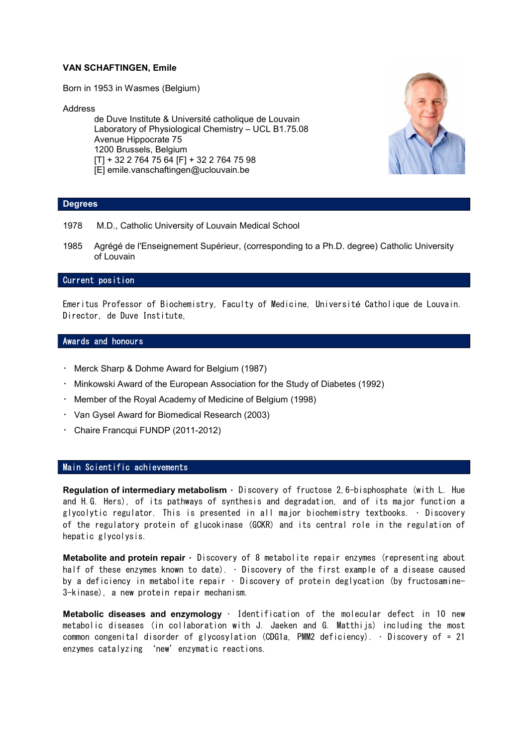**VAN SCHAFTINGEN, Emile**

Born in 1953 in Wasmes (Belgium)

Address

de Duve Institute & Université catholique de Louvain
Laboratory of Physiological Chemistry – UCL B1.75.08
Avenue Hippocrate 75
1200 Brussels, Belgium
[T] + 32 2 764 75 64 [F] + 32 2 764 75 98
[E] emile.vanschaftingen@uclouvain.be

## Degrees

1978 M.D., Catholic University of Louvain Medical School

1985 Agrégé de l'Enseignement Supérieur, (corresponding to a Ph.D. degree) Catholic University of Louvain

## Current position

Emeritus Professor of Biochemistry, Faculty of Medicine, Université Catholique de Louvain. Director, de Duve Institute,

## Awards and honours

- Merck Sharp & Dohme Award for Belgium (1987)
- Minkowski Award of the European Association for the Study of Diabetes (1992)
- Member of the Royal Academy of Medicine of Belgium (1998)
- Van Gysel Award for Biomedical Research (2003)
- Chaire Francqui FUNDP (2011-2012)

## Main Scientific achievements

**Regulation of intermediary metabolism** · Discovery of fructose 2,6-bisphosphate (with L. Hue and H.G. Hers), of its pathways of synthesis and degradation, and of its major function a glycolytic regulator. This is presented in all major biochemistry textbooks. · Discovery of the regulatory protein of glucokinase (GCKR) and its central role in the regulation of hepatic glycolysis.

**Metabolite and protein repair** · Discovery of 8 metabolite repair enzymes (representing about half of these enzymes known to date). · Discovery of the first example of a disease caused by a deficiency in metabolite repair · Discovery of protein deglycation (by fructosamine-3-kinase), a new protein repair mechanism.

**Metabolic diseases and enzymology** · Identification of the molecular defect in 10 new metabolic diseases (in collaboration with J. Jaeken and G. Matthijs) including the most common congenital disorder of glycosylation (CDG1a, PMM2 deficiency). · Discovery of ≈ 21 enzymes catalyzing 'new' enzymatic reactions.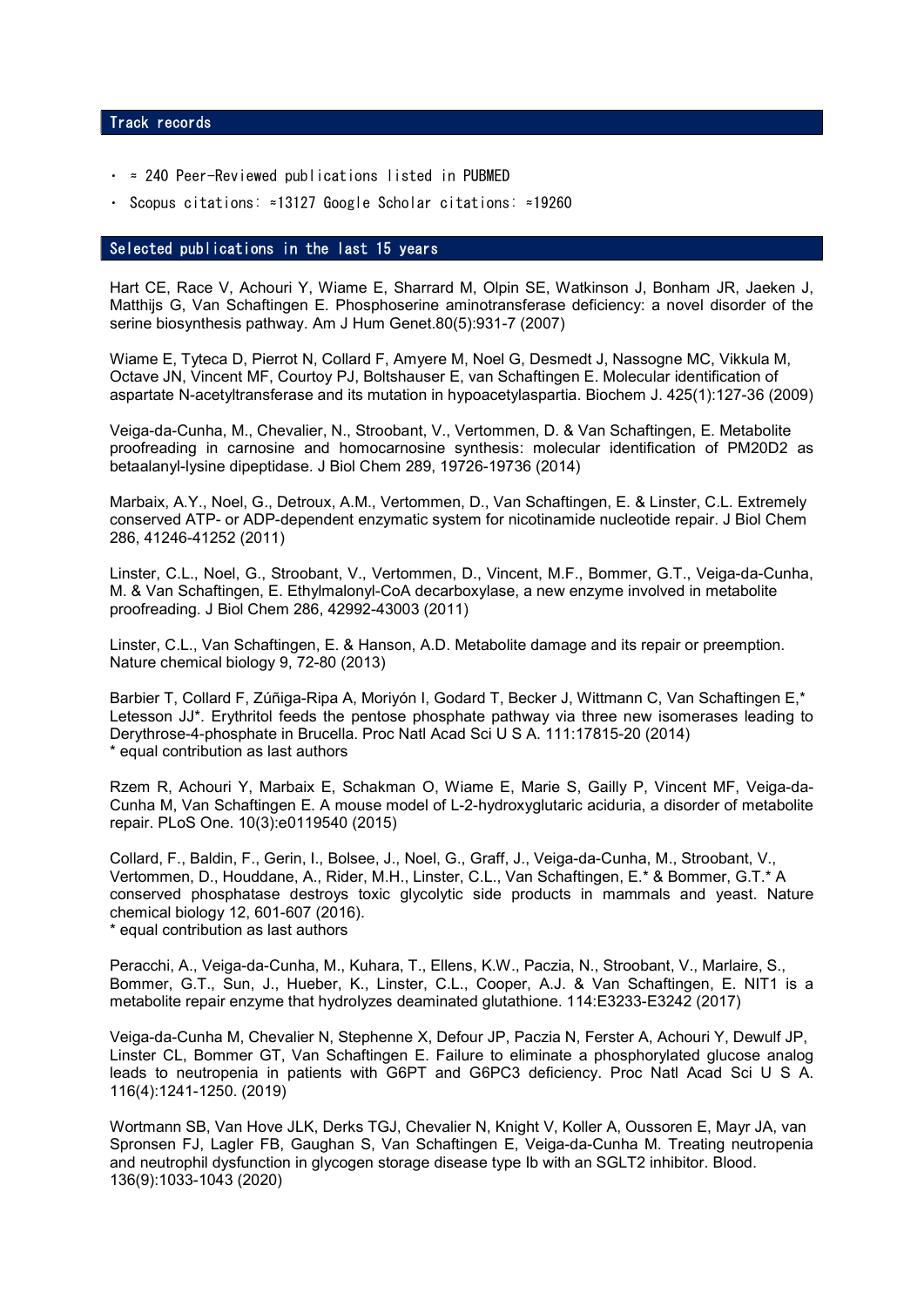## Track records

- ≈ 240 Peer-Reviewed publications listed in PUBMED
- Scopus citations: ≈13127 Google Scholar citations: ≈19260

## Selected publications in the last 15 years

Hart CE, Race V, Achouri Y, Wiame E, Sharrard M, Olpin SE, Watkinson J, Bonham JR, Jaeken J, Matthijs G, Van Schaftingen E. Phosphoserine aminotransferase deficiency: a novel disorder of the serine biosynthesis pathway. Am J Hum Genet.80(5):931-7 (2007)

Wiame E, Tyteca D, Pierrot N, Collard F, Amyere M, Noel G, Desmedt J, Nassogne MC, Vikkula M, Octave JN, Vincent MF, Courtoy PJ, Boltshauser E, van Schaftingen E. Molecular identification of aspartate N-acetyltransferase and its mutation in hypoacetylaspartia. Biochem J. 425(1):127-36 (2009)

Veiga-da-Cunha, M., Chevalier, N., Stroobant, V., Vertommen, D. & Van Schaftingen, E. Metabolite proofreading in carnosine and homocarnosine synthesis: molecular identification of PM20D2 as betaalanyl-lysine dipeptidase. J Biol Chem 289, 19726-19736 (2014)

Marbaix, A.Y., Noel, G., Detroux, A.M., Vertommen, D., Van Schaftingen, E. & Linster, C.L. Extremely conserved ATP- or ADP-dependent enzymatic system for nicotinamide nucleotide repair. J Biol Chem 286, 41246-41252 (2011)

Linster, C.L., Noel, G., Stroobant, V., Vertommen, D., Vincent, M.F., Bommer, G.T., Veiga-da-Cunha, M. & Van Schaftingen, E. Ethylmalonyl-CoA decarboxylase, a new enzyme involved in metabolite proofreading. J Biol Chem 286, 42992-43003 (2011)

Linster, C.L., Van Schaftingen, E. & Hanson, A.D. Metabolite damage and its repair or preemption. Nature chemical biology 9, 72-80 (2013)

Barbier T, Collard F, Zúñiga-Ripa A, Moriyón I, Godard T, Becker J, Wittmann C, Van Schaftingen E,* Letesson JJ*. Erythritol feeds the pentose phosphate pathway via three new isomerases leading to Derythrose-4-phosphate in Brucella. Proc Natl Acad Sci U S A. 111:17815-20 (2014)
* equal contribution as last authors

Rzem R, Achouri Y, Marbaix E, Schakman O, Wiame E, Marie S, Gailly P, Vincent MF, Veiga-da-Cunha M, Van Schaftingen E. A mouse model of L-2-hydroxyglutaric aciduria, a disorder of metabolite repair. PLoS One. 10(3):e0119540 (2015)

Collard, F., Baldin, F., Gerin, I., Bolsee, J., Noel, G., Graff, J., Veiga-da-Cunha, M., Stroobant, V., Vertommen, D., Houddane, A., Rider, M.H., Linster, C.L., Van Schaftingen, E.* & Bommer, G.T.* A conserved phosphatase destroys toxic glycolytic side products in mammals and yeast. Nature chemical biology 12, 601-607 (2016).
* equal contribution as last authors

Peracchi, A., Veiga-da-Cunha, M., Kuhara, T., Ellens, K.W., Paczia, N., Stroobant, V., Marlaire, S., Bommer, G.T., Sun, J., Hueber, K., Linster, C.L., Cooper, A.J. & Van Schaftingen, E. NIT1 is a metabolite repair enzyme that hydrolyzes deaminated glutathione. 114:E3233-E3242 (2017)

Veiga-da-Cunha M, Chevalier N, Stephenne X, Defour JP, Paczia N, Ferster A, Achouri Y, Dewulf JP, Linster CL, Bommer GT, Van Schaftingen E. Failure to eliminate a phosphorylated glucose analog leads to neutropenia in patients with G6PT and G6PC3 deficiency. Proc Natl Acad Sci U S A. 116(4):1241-1250. (2019)

Wortmann SB, Van Hove JLK, Derks TGJ, Chevalier N, Knight V, Koller A, Oussoren E, Mayr JA, van Spronsen FJ, Lagler FB, Gaughan S, Van Schaftingen E, Veiga-da-Cunha M. Treating neutropenia and neutrophil dysfunction in glycogen storage disease type Ib with an SGLT2 inhibitor. Blood. 136(9):1033-1043 (2020)